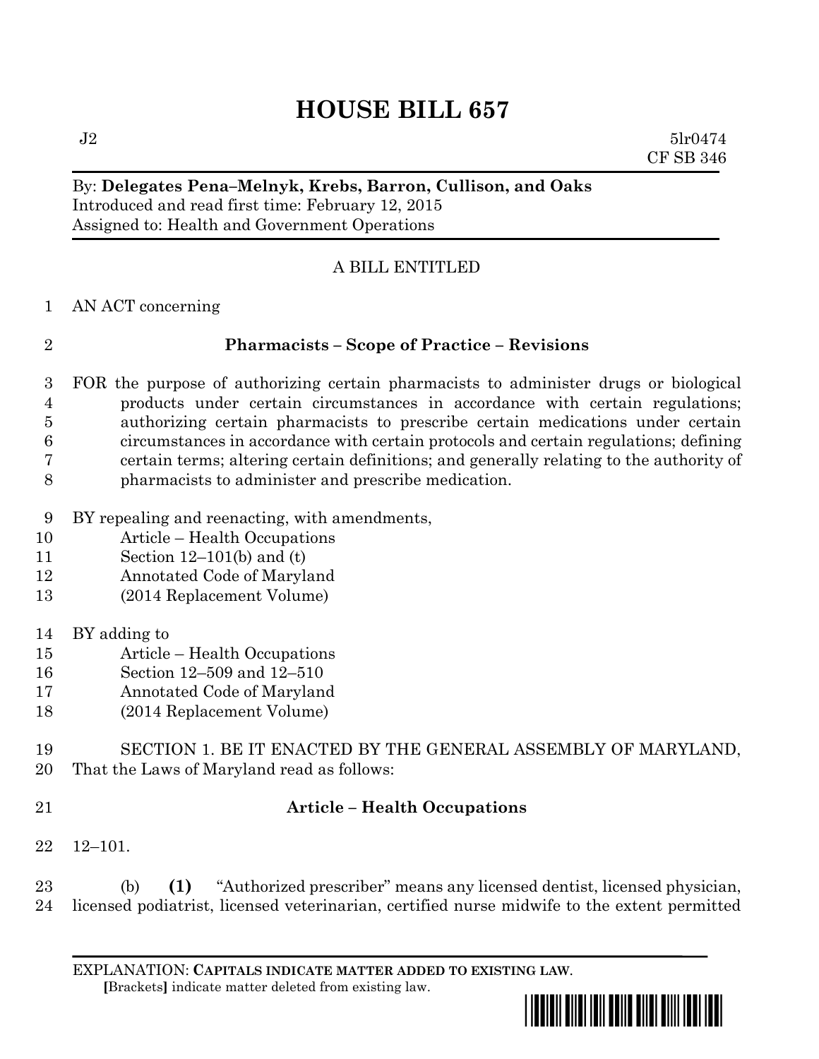# HOUSE BILL 657

J2 5lr0474
CF SB 346

By: **Delegates Pena–Melnyk, Krebs, Barron, Cullison, and Oaks**
Introduced and read first time: February 12, 2015
Assigned to: Health and Government Operations

A BILL ENTITLED

AN ACT concerning

## Pharmacists – Scope of Practice – Revisions

FOR the purpose of authorizing certain pharmacists to administer drugs or biological products under certain circumstances in accordance with certain regulations; authorizing certain pharmacists to prescribe certain medications under certain circumstances in accordance with certain protocols and certain regulations; defining certain terms; altering certain definitions; and generally relating to the authority of pharmacists to administer and prescribe medication.

BY repealing and reenacting, with amendments,
Article – Health Occupations
Section 12–101(b) and (t)
Annotated Code of Maryland
(2014 Replacement Volume)

BY adding to
Article – Health Occupations
Section 12–509 and 12–510
Annotated Code of Maryland
(2014 Replacement Volume)

SECTION 1. BE IT ENACTED BY THE GENERAL ASSEMBLY OF MARYLAND, That the Laws of Maryland read as follows:

**Article – Health Occupations**

12–101.

(b) **(1)** "Authorized prescriber" means any licensed dentist, licensed physician, licensed podiatrist, licensed veterinarian, certified nurse midwife to the extent permitted

EXPLANATION: **CAPITALS INDICATE MATTER ADDED TO EXISTING LAW**.
[Brackets] indicate matter deleted from existing law.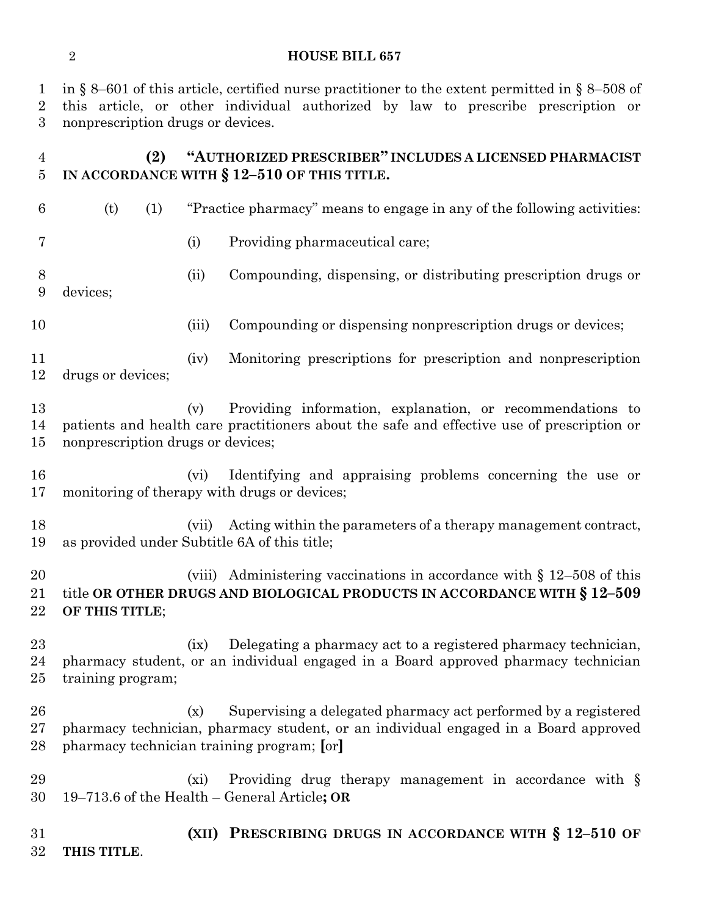in § 8–601 of this article, certified nurse practitioner to the extent permitted in § 8–508 of this article, or other individual authorized by law to prescribe prescription or nonprescription drugs or devices.

**(2) "AUTHORIZED PRESCRIBER" INCLUDES A LICENSED PHARMACIST IN ACCORDANCE WITH § 12–510 OF THIS TITLE.**

(t) (1) "Practice pharmacy" means to engage in any of the following activities:

(i) Providing pharmaceutical care;

(ii) Compounding, dispensing, or distributing prescription drugs or devices;

(iii) Compounding or dispensing nonprescription drugs or devices;

(iv) Monitoring prescriptions for prescription and nonprescription drugs or devices;

(v) Providing information, explanation, or recommendations to patients and health care practitioners about the safe and effective use of prescription or nonprescription drugs or devices;

(vi) Identifying and appraising problems concerning the use or monitoring of therapy with drugs or devices;

(vii) Acting within the parameters of a therapy management contract, as provided under Subtitle 6A of this title;

(viii) Administering vaccinations in accordance with § 12–508 of this title **OR OTHER DRUGS AND BIOLOGICAL PRODUCTS IN ACCORDANCE WITH § 12–509 OF THIS TITLE**;

(ix) Delegating a pharmacy act to a registered pharmacy technician, pharmacy student, or an individual engaged in a Board approved pharmacy technician training program;

(x) Supervising a delegated pharmacy act performed by a registered pharmacy technician, pharmacy student, or an individual engaged in a Board approved pharmacy technician training program; **[**or**]**

(xi) Providing drug therapy management in accordance with § 19–713.6 of the Health – General Article**; OR**

**(XII) PRESCRIBING DRUGS IN ACCORDANCE WITH § 12–510 OF THIS TITLE**.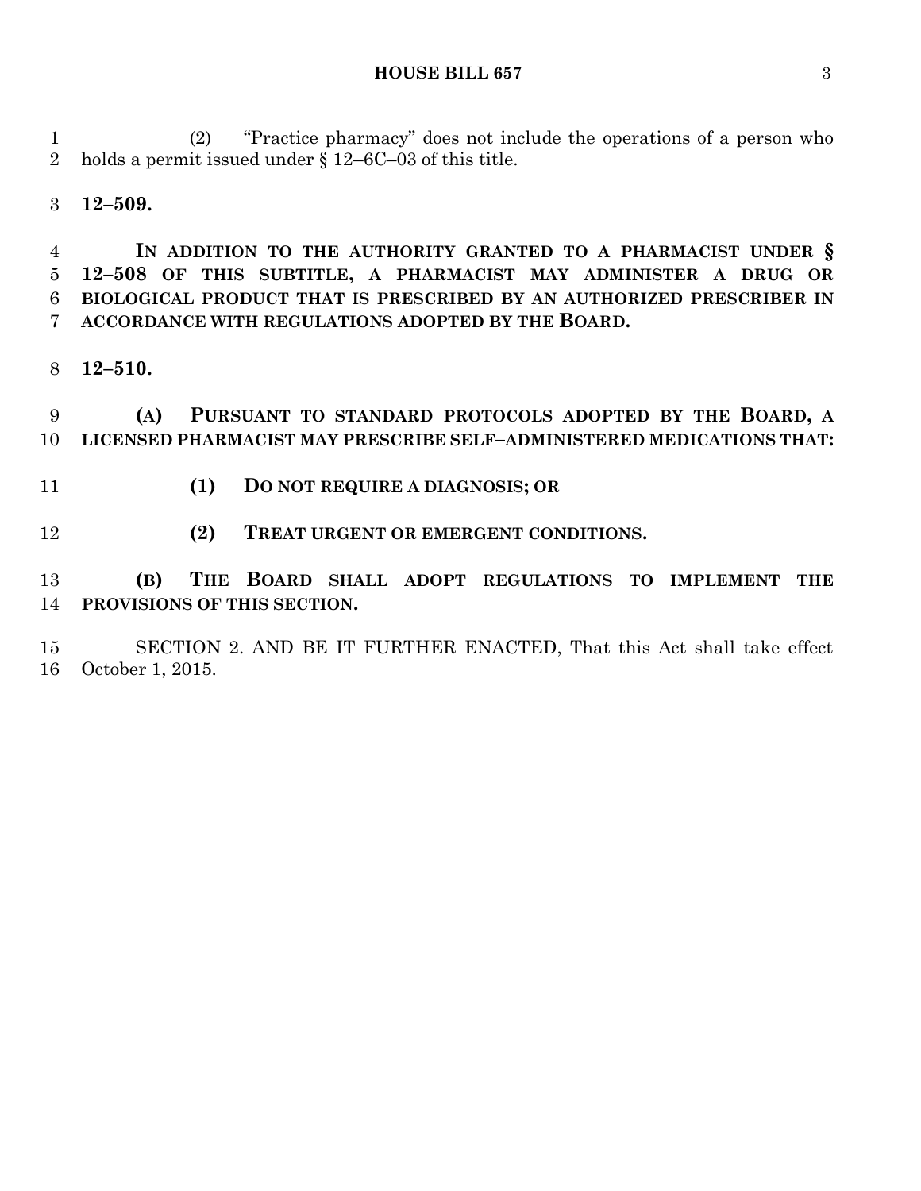(2) "Practice pharmacy" does not include the operations of a person who holds a permit issued under § 12–6C–03 of this title.

**12–509.**

**IN ADDITION TO THE AUTHORITY GRANTED TO A PHARMACIST UNDER § 12–508 OF THIS SUBTITLE, A PHARMACIST MAY ADMINISTER A DRUG OR BIOLOGICAL PRODUCT THAT IS PRESCRIBED BY AN AUTHORIZED PRESCRIBER IN ACCORDANCE WITH REGULATIONS ADOPTED BY THE BOARD.**

**12–510.**

**(A) PURSUANT TO STANDARD PROTOCOLS ADOPTED BY THE BOARD, A LICENSED PHARMACIST MAY PRESCRIBE SELF–ADMINISTERED MEDICATIONS THAT:**

**(1) DO NOT REQUIRE A DIAGNOSIS; OR**

**(2) TREAT URGENT OR EMERGENT CONDITIONS.**

**(B) THE BOARD SHALL ADOPT REGULATIONS TO IMPLEMENT THE PROVISIONS OF THIS SECTION.**

SECTION 2. AND BE IT FURTHER ENACTED, That this Act shall take effect October 1, 2015.